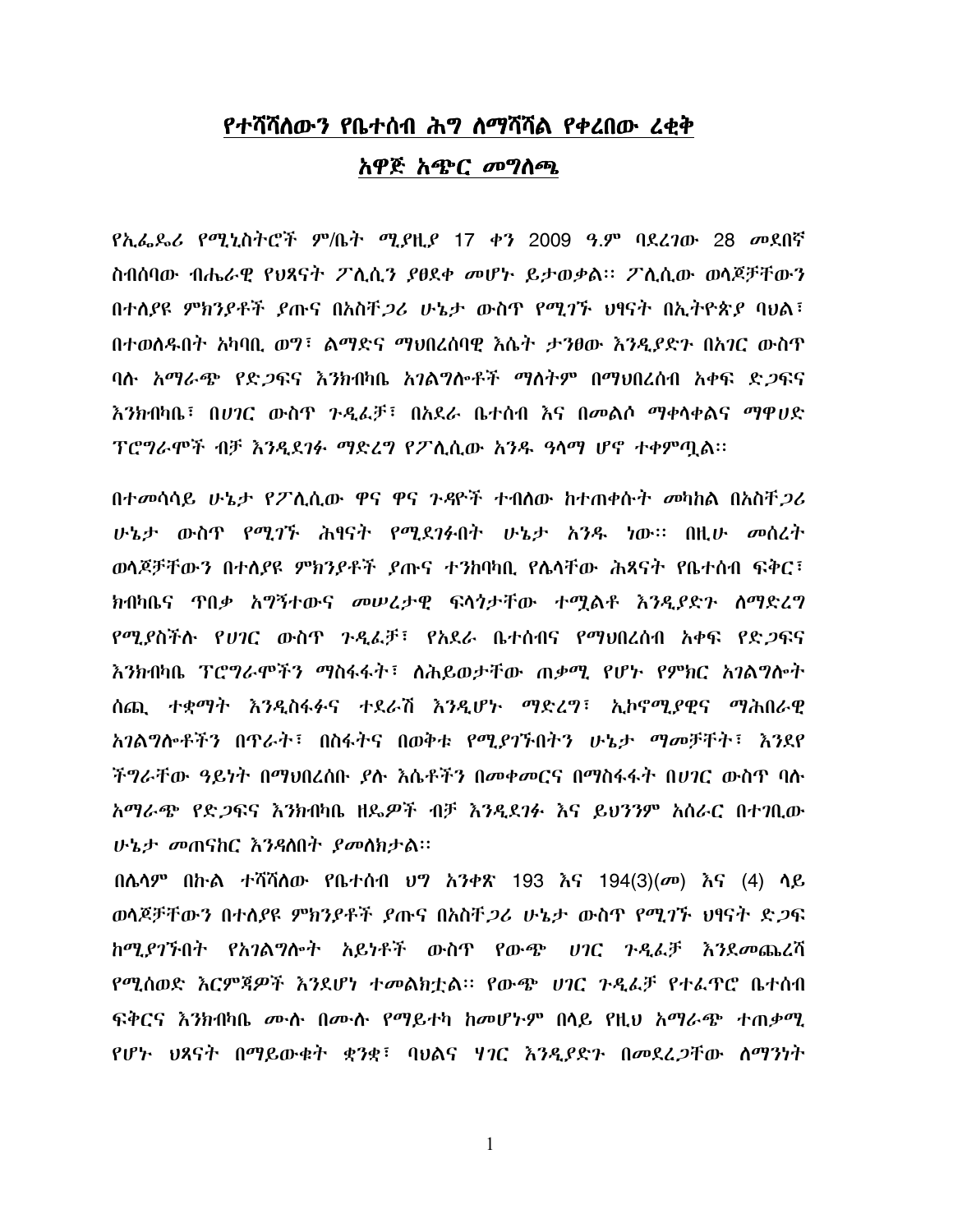# የተሻሻለውን የቤተሰብ ሕግ ለማሻሻል የቀረበው ረቂቅ

## አዋጅ አጭር መግለጫ

የኢፌዴሪ የሚኒስትሮች ም/ቤት ሚያዚያ 17 ቀን 2009 ዓ.ም ባደረገው 28 መደበኛ ስብሰባው ብሔራዊ የህጻናት ፖሊሲን ያፀደቀ መሆኑ ይታወቃል፡፡ ፖሊሲው ወላጆቻቸውን በተለያዩ ምክንያቶች ያጡና በአስቸጋሪ ሁኔታ ውስጥ የሚገኙ ህፃናት በኢትዮጵያ ባህል፣ በተወለዱበት አካባቢ ወግ፣ ልማድና ማህበረሰባዊ እሴት ታንፀው እንዲያድጉ በአገር ውስጥ ባሉ አማራጭ የድጋፍና እንክብካቤ አገልግሎቶች ማለትም በማህበረሰብ አቀፍ ድጋፍና እንክብካቤ፣ በሀገር ውስጥ ጉዲፈቻ፣ በአደራ ቤተሰብ እና በመልሶ ማቀላቀልና ማዋሀድ ፕሮግራሞች ብቻ እንዲደገፉ ማድረግ የፖሊሲው አንዱ ዓላማ ሆኖ ተቀምጧል፡፡

በተመሳሳይ ሁኔታ የፖሊሲው ዋና ዋና ጉዳዮች ተብለው ከተጠቀሱት መካከል በአስቸጋሪ ሁኔታ ውስጥ የሚገኙ ሕፃናት የሚደገፉበት ሁኔታ አንዱ ነው፡፡ በዚሁ መሰረት ወላጆቻቸውን በተለያዩ ምክንያቶች ያጡና ተንከባካቢ የሌላቸው ሕጻናት የቤተሰብ ፍቅር፣ ክብካቤና ጥበቃ አግኝተውና መሠረታዊ ፍላጎታቸው ተሟልቶ እንዲያድጉ ለማድረግ የሚያስችሉ የሀገር ውስጥ ጉዲፈቻ፣ የአደራ ቤተሰብና የማህበረሰብ አቀፍ የድጋፍና እንክብካቤ ፕሮግራሞችን ማስፋፋት፣ ለሕይወታቸው ጠቃሚ የሆኑ የምክር አገልግሎት ሰጪ ተቋማት እንዲስፋፉና ተደራሽ እንዲሆኑ ማድረግ፣ ኢኮኖሚያዊና ማሕበራዊ አገልግሎቶችን በጥራት፣ በስፋትና በወቅቱ የሚያገኙበትን ሁኔታ ማመቻቸት፣ እንደየ ችግራቸው ዓይነት በማህበረሰቡ ያሉ እሴቶችን በመቀመርና በማስፋፋት በሀገር ውስጥ ባሉ አማራጭ የድጋፍና እንክብካቤ ዘዴዎች ብቻ እንዲደገፉ እና ይህንንም አሰራር በተገቢው ሁኔታ መጠናከር እንዳለበት ያመለክታል፡፡

በሌላም በኩል ተሻሽለው የቤተሰብ ህግ አንቀጽ 193 እና 194(3)(መ) እና (4) ላይ ወላጆቻቸውን በተለያዩ ምክንያቶች ያጡና በአስቸጋሪ ሁኔታ ውስጥ የሚገኙ ህፃናት ድጋፍ ከሚያገኙበት የአገልግሎት አይነቶች ውስጥ የውጭ ሀገር ጉዲፈቻ እንደመጨረሻ የሚሰወድ እርምጃዎች እንደሆነ ተመልክቷል፡፡ የውጭ ሀገር ጉዲፈቻ የተፈጥሮ ቤተሰብ ፍቅርና እንክብካቤ ሙሉ በሙሉ የማይተካ ከመሆኑም በላይ የዚህ አማራጭ ተጠቃሚ የሆኑ ህጻናት በማይውቁት ቋንቋ፣ ባህልና ሃገር እንዲያድጉ በመደረጋቸው ለማንነት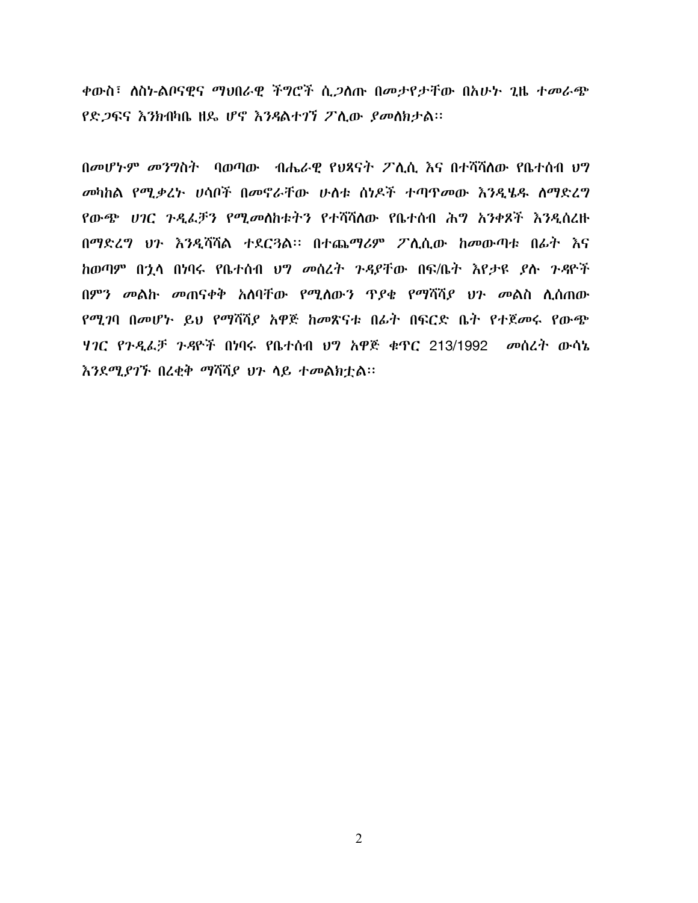ቀውስ፣ ለስነ-ልቦናዊና ማህበራዊ ችግሮች ሲጋለጡ በመታየታቸው በአሁኑ ጊዜ ተመራጭ የድጋፍና እንክብካቤ ዘዴ ሆኖ እንዳልተገኘ ፖሊው ያመለክታል፡፡

በመሆኑም መንግስት ባወጣው ብሔራዊ የህጻናት ፖሊሲ እና በተሻሻለው የቤተሰብ ህግ መካከል የሚቃረኑ ሀሳቦች በመኖራቸው ሁለቱ ሰነዶች ተጣጥመው እንዲሄዱ ለማድረግ የውጭ ሀገር ጉዲፈቻን የሚመለከቱትን የተሻሻለው የቤተሰብ ሕግ አንቀጾች እንዲሰረዙ በማድረግ ህጉ እንዲሻሻል ተደርጓል፡፡ በተጨማሪም ፖሊሲው ከመውጣቱ በፊት እና ከወጣም በኋላ በነባሩ የቤተሰብ ህግ መሰረት ጉዳያቸው በፍ/ቤት እየታዩ ያሉ ጉዳዮች በምን መልኩ መጠናቀቅ አለባቸው የሚለውን ጥያቄ የማሻሻያ ህጉ መልስ ሊሰጠው የሚገባ በመሆኑ ይህ የማሻሻያ አዋጅ ከመጽናቱ በፊት በፍርድ ቤት የተጀመሩ የውጭ ሃገር የጉዲፈቻ ጉዳዮች በነባሩ የቤተሰብ ህግ አዋጅ ቁጥር 213/1992 መሰረት ውሳኔ እንደሚያገኙ በረቂቅ ማሻሻያ ህጉ ላይ ተመልክቷል፡፡